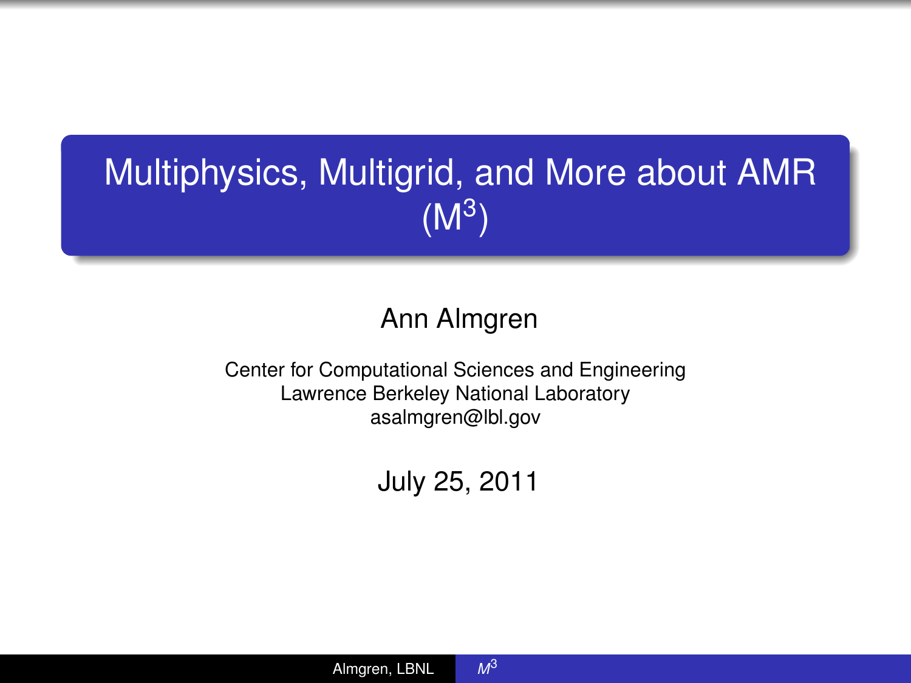# Multiphysics, Multigrid, and More about AMR ($M^3$)

Ann Almgren

Center for Computational Sciences and Engineering
Lawrence Berkeley National Laboratory
asalmgren@lbl.gov

July 25, 2011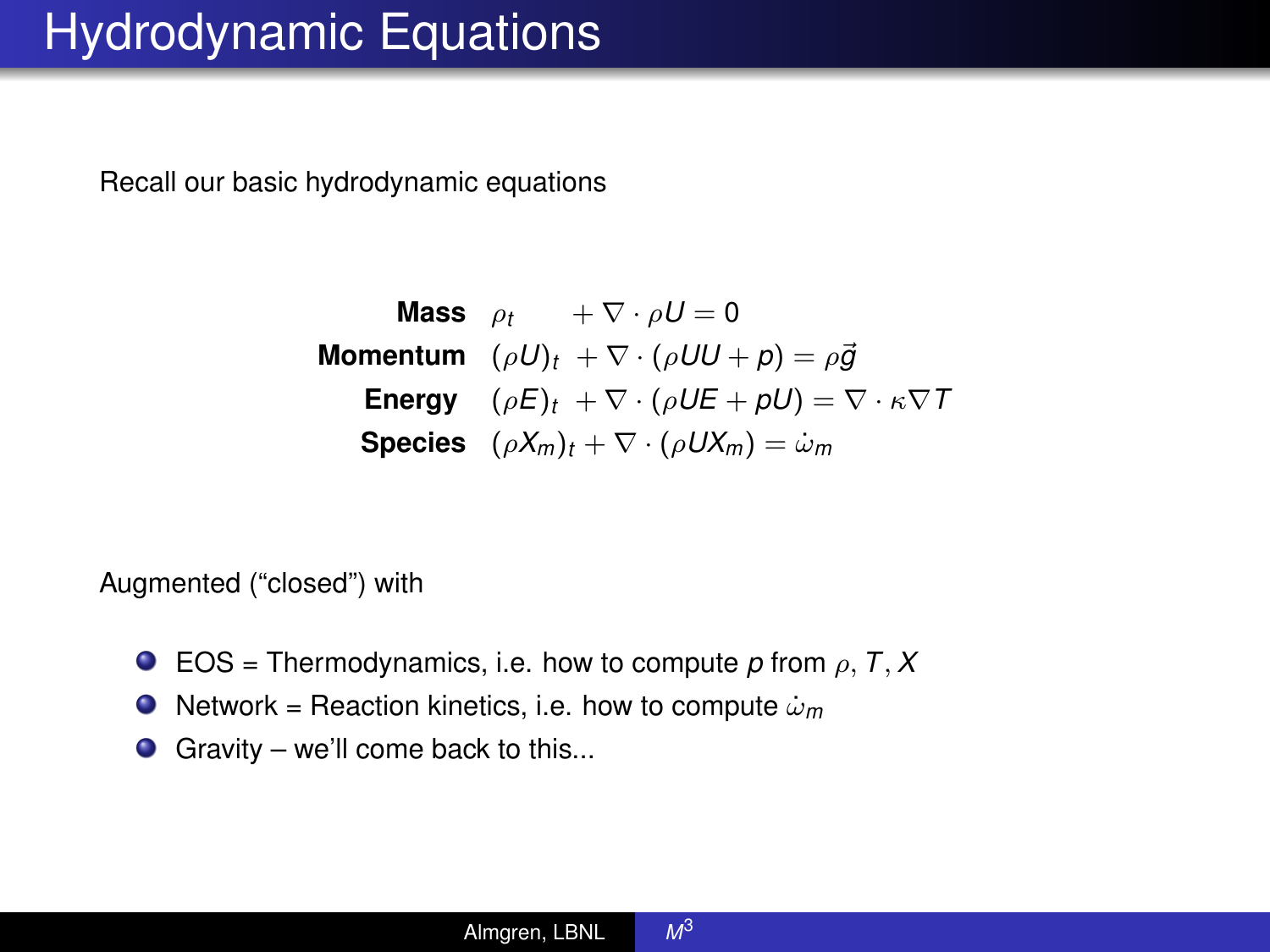# Hydrodynamic Equations

Recall our basic hydrodynamic equations

$$
\begin{aligned}
\textbf{Mass} \quad & \rho_t + \nabla \cdot \rho U = 0 \\
\textbf{Momentum} \quad & (\rho U)_t + \nabla \cdot (\rho U U + p) = \rho \vec{g} \\
\textbf{Energy} \quad & (\rho E)_t + \nabla \cdot (\rho U E + p U) = \nabla \cdot \kappa \nabla T \\
\textbf{Species} \quad & (\rho X_m)_t + \nabla \cdot (\rho U X_m) = \dot{\omega}_m
\end{aligned}
$$

Augmented (“closed”) with

- EOS = Thermodynamics, i.e. how to compute $p$ from $\rho, T, X$
- Network = Reaction kinetics, i.e. how to compute $\dot{\omega}_m$
- Gravity – we’ll come back to this...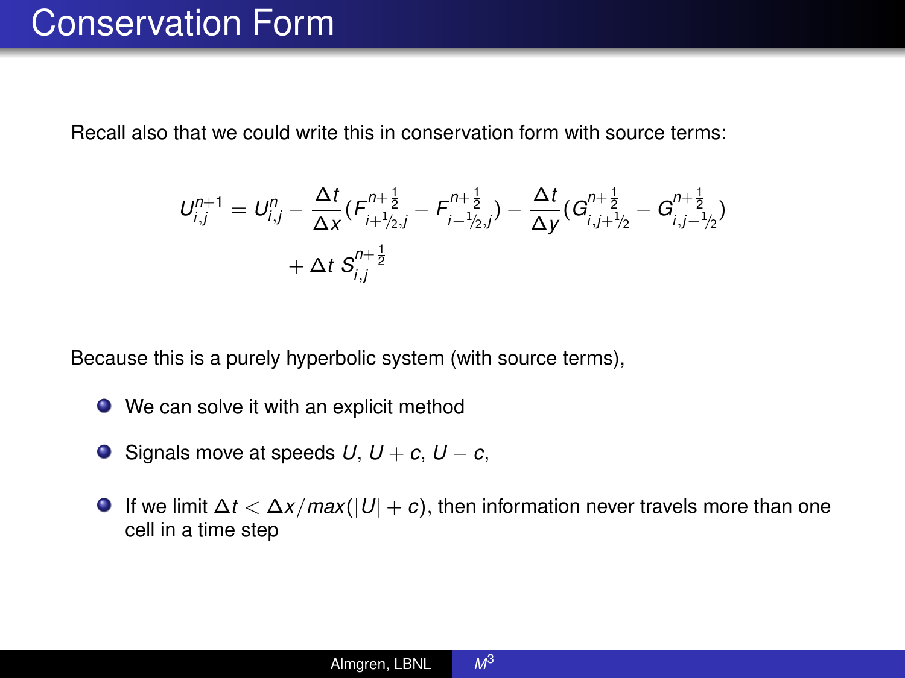# Conservation Form

Recall also that we could write this in conservation form with source terms:

$$
\begin{aligned}
U_{i,j}^{n+1} = U_{i,j}^{n} &- \frac{\Delta t}{\Delta x}\left(F_{i+1/2,j}^{n+\frac{1}{2}} - F_{i-1/2,j}^{n+\frac{1}{2}}\right) - \frac{\Delta t}{\Delta y}\left(G_{i,j+1/2}^{n+\frac{1}{2}} - G_{i,j-1/2}^{n+\frac{1}{2}}\right) \\
&+ \Delta t \, S_{i,j}^{n+\frac{1}{2}}
\end{aligned}
$$

Because this is a purely hyperbolic system (with source terms),

- We can solve it with an explicit method
- Signals move at speeds $U$, $U + c$, $U - c$,
- If we limit $\Delta t < \Delta x / max(|U| + c)$, then information never travels more than one cell in a time step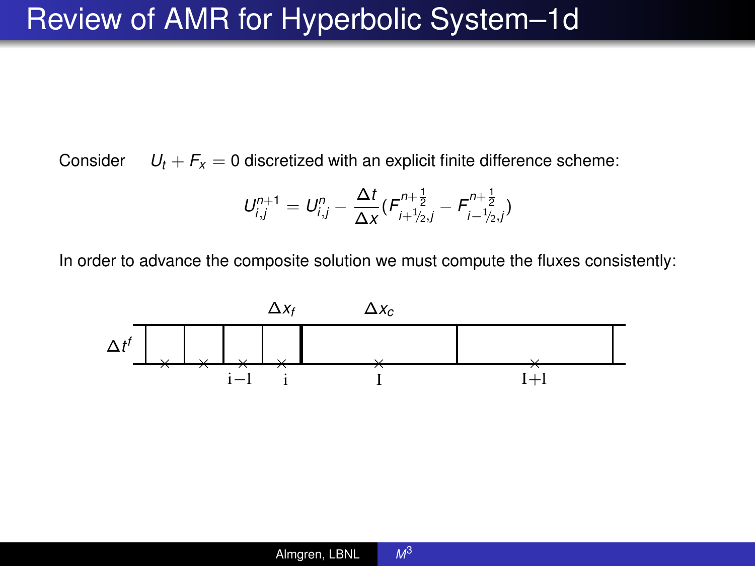# Review of AMR for Hyperbolic System–1d

Consider $U_t + F_x = 0$ discretized with an explicit finite difference scheme:

$$U_{i,j}^{n+1} = U_{i,j}^{n} - \frac{\Delta t}{\Delta x}\left(F_{i+1/2,j}^{n+\frac{1}{2}} - F_{i-1/2,j}^{n+\frac{1}{2}}\right)$$

In order to advance the composite solution we must compute the fluxes consistently:

$\Delta x_f$ $\Delta x_c$

$\Delta t^f$

i−1 i I I+1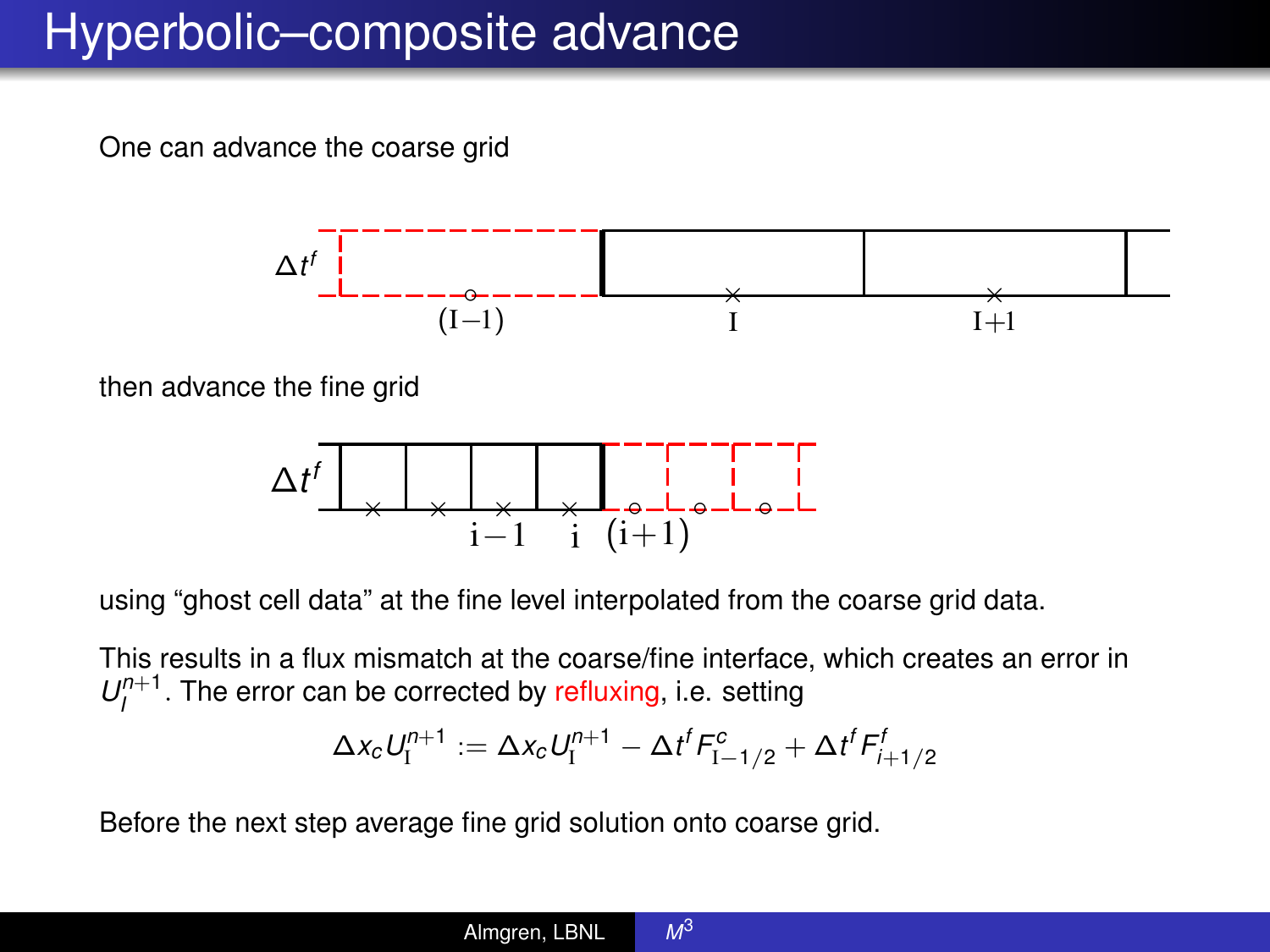# Hyperbolic–composite advance

One can advance the coarse grid

then advance the fine grid

using "ghost cell data" at the fine level interpolated from the coarse grid data.

This results in a flux mismatch at the coarse/fine interface, which creates an error in $U_I^{n+1}$. The error can be corrected by refluxing, i.e. setting

$$\Delta x_c U_{\mathrm{I}}^{n+1} := \Delta x_c U_{\mathrm{I}}^{n+1} - \Delta t^f F_{\mathrm{I}-1/2}^c + \Delta t^f F_{i+1/2}^f$$

Before the next step average fine grid solution onto coarse grid.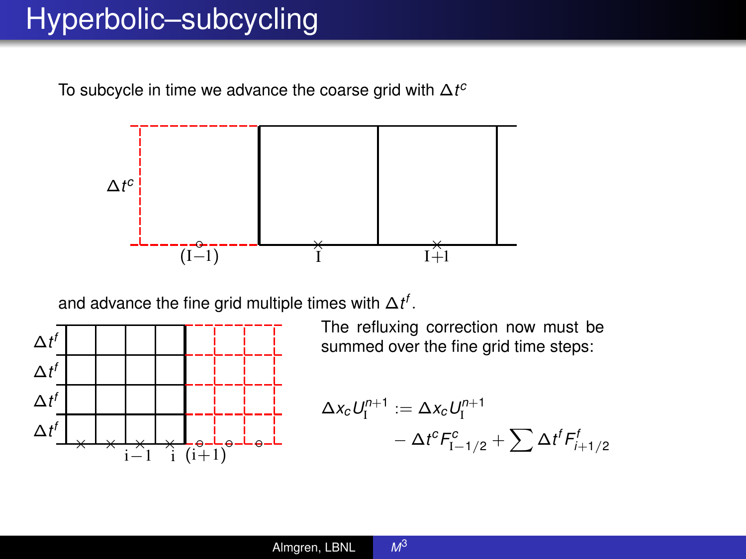# Hyperbolic–subcycling

To subcycle in time we advance the coarse grid with $\Delta t^c$

and advance the fine grid multiple times with $\Delta t^f$.

The refluxing correction now must be summed over the fine grid time steps:

$$\Delta x_c U_{\mathrm{I}}^{n+1} := \Delta x_c U_{\mathrm{I}}^{n+1} - \Delta t^c F_{\mathrm{I}-1/2}^c + \sum \Delta t^f F_{i+1/2}^f$$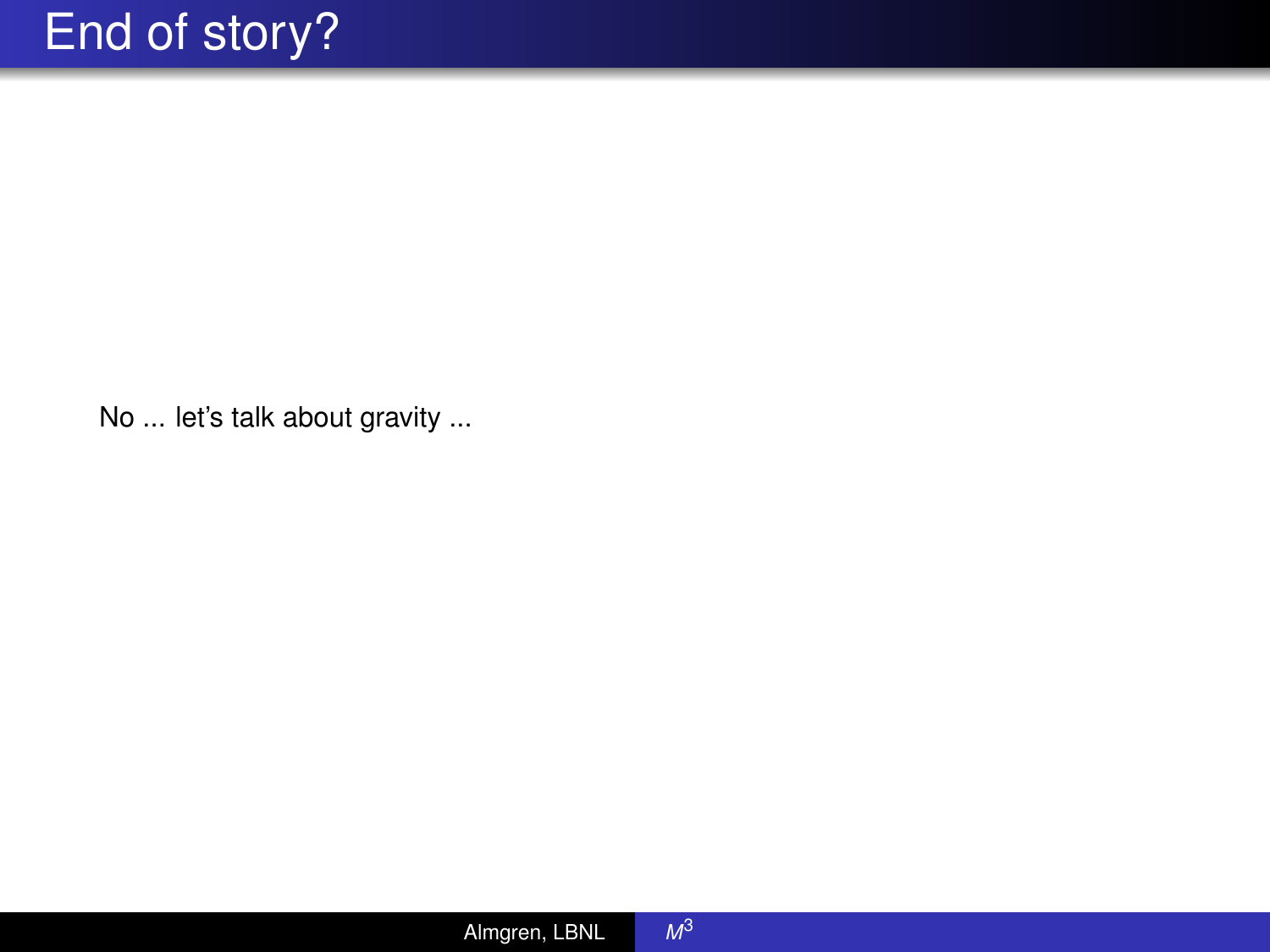# End of story?

No ... let's talk about gravity ...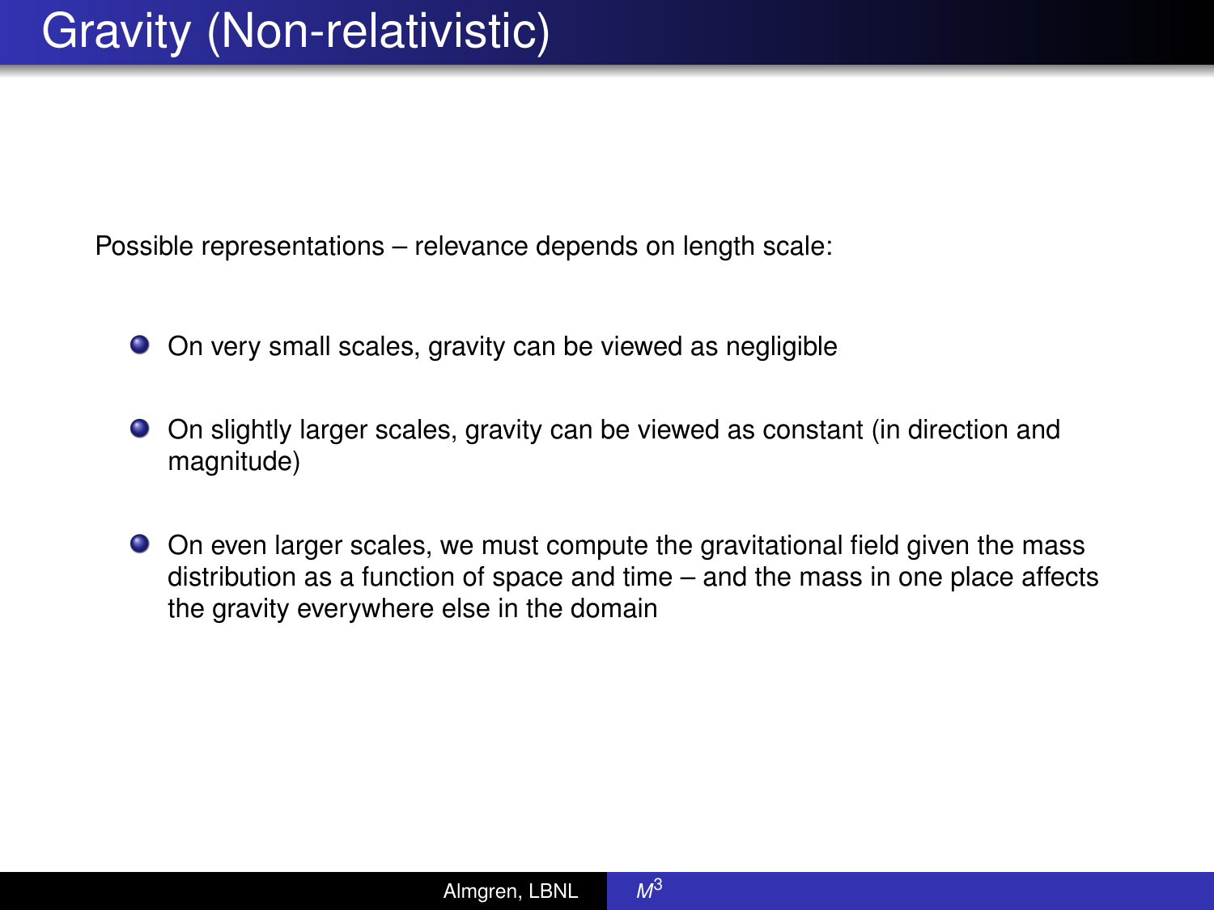# Gravity (Non-relativistic)

Possible representations – relevance depends on length scale:

- On very small scales, gravity can be viewed as negligible
- On slightly larger scales, gravity can be viewed as constant (in direction and magnitude)
- On even larger scales, we must compute the gravitational field given the mass distribution as a function of space and time – and the mass in one place affects the gravity everywhere else in the domain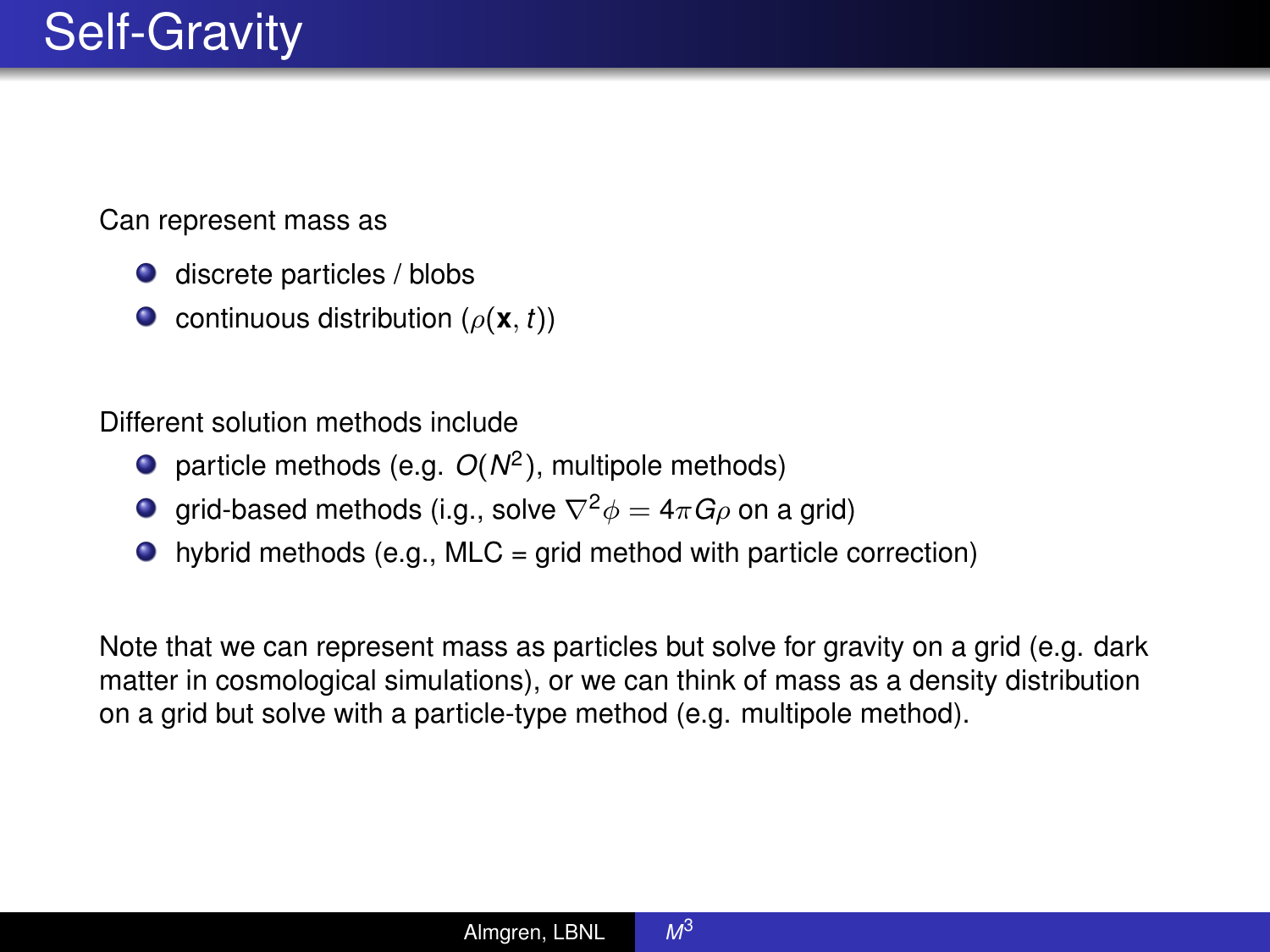# Self-Gravity

Can represent mass as

- discrete particles / blobs
- continuous distribution ($\rho(\mathbf{x}, t)$)

Different solution methods include

- particle methods (e.g. $O(N^2)$, multipole methods)
- grid-based methods (i.g., solve $\nabla^2 \phi = 4\pi G \rho$ on a grid)
- hybrid methods (e.g., MLC = grid method with particle correction)

Note that we can represent mass as particles but solve for gravity on a grid (e.g. dark matter in cosmological simulations), or we can think of mass as a density distribution on a grid but solve with a particle-type method (e.g. multipole method).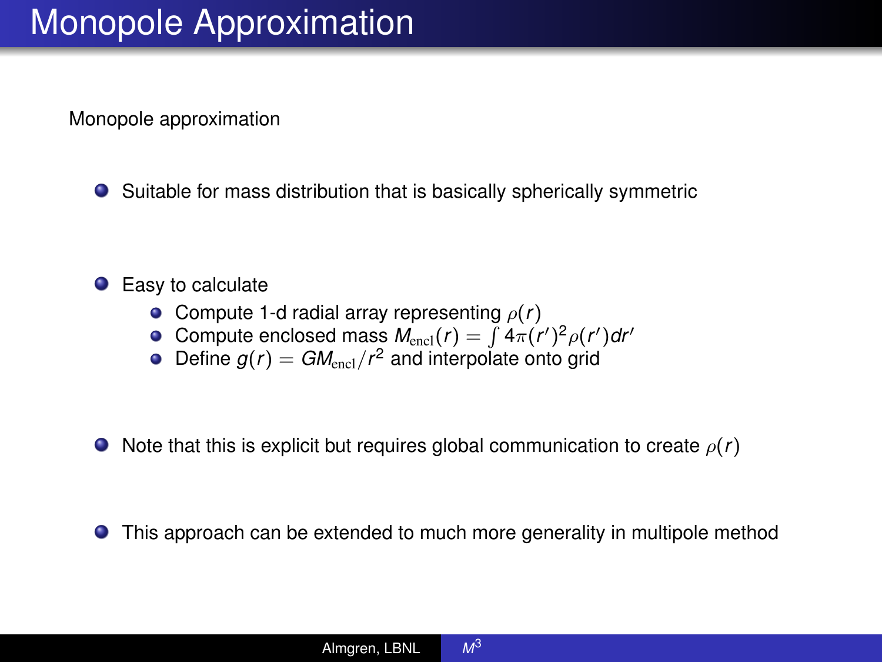# Monopole Approximation

Monopole approximation

- Suitable for mass distribution that is basically spherically symmetric

- Easy to calculate
  - Compute 1-d radial array representing $\rho(r)$
  - Compute enclosed mass $M_{\text{encl}}(r) = \int 4\pi (r')^2 \rho(r') dr'$
  - Define $g(r) = GM_{\text{encl}}/r^2$ and interpolate onto grid

- Note that this is explicit but requires global communication to create $\rho(r)$

- This approach can be extended to much more generality in multipole method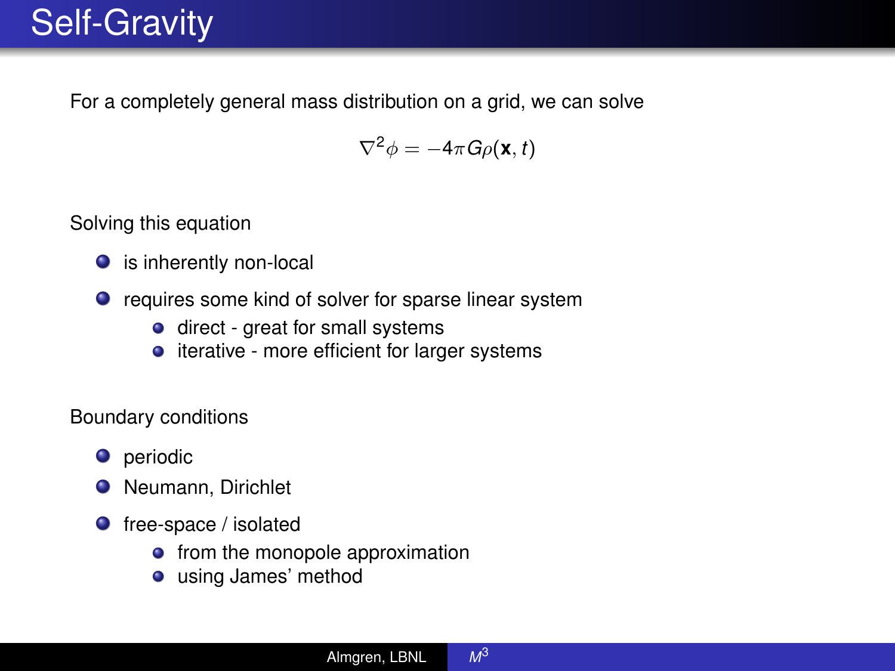# Self-Gravity

For a completely general mass distribution on a grid, we can solve

$$\nabla^2 \phi = -4\pi G \rho(\mathbf{x}, t)$$

Solving this equation

- is inherently non-local
- requires some kind of solver for sparse linear system
  - direct - great for small systems
  - iterative - more efficient for larger systems

Boundary conditions

- periodic
- Neumann, Dirichlet
- free-space / isolated
  - from the monopole approximation
  - using James' method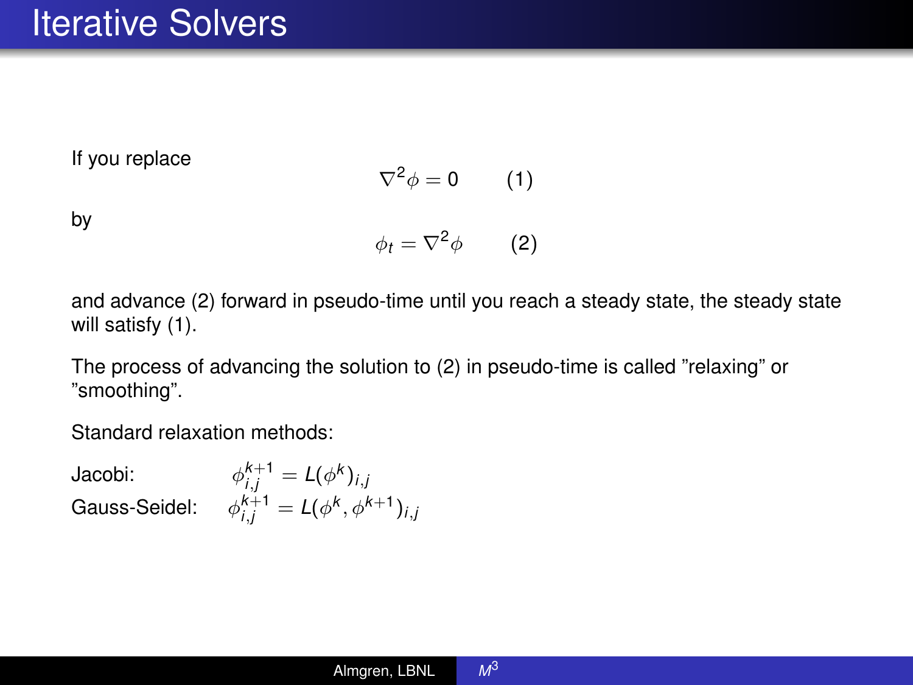# Iterative Solvers

If you replace

$$\nabla^2 \phi = 0 \qquad (1)$$

by

$$\phi_t = \nabla^2 \phi \qquad (2)$$

and advance (2) forward in pseudo-time until you reach a steady state, the steady state will satisfy (1).

The process of advancing the solution to (2) in pseudo-time is called "relaxing" or "smoothing".

Standard relaxation methods:

Jacobi: $\phi_{i,j}^{k+1} = L(\phi^k)_{i,j}$

Gauss-Seidel: $\phi_{i,j}^{k+1} = L(\phi^k, \phi^{k+1})_{i,j}$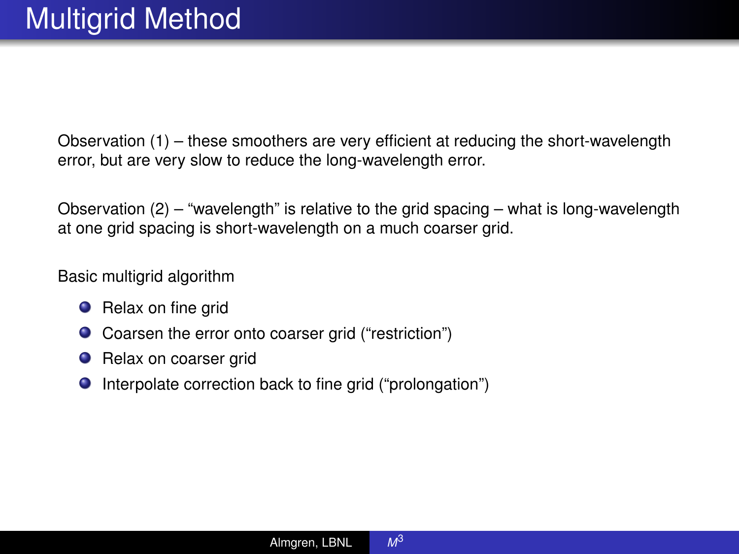# Multigrid Method

Observation (1) – these smoothers are very efficient at reducing the short-wavelength error, but are very slow to reduce the long-wavelength error.

Observation (2) – “wavelength” is relative to the grid spacing – what is long-wavelength at one grid spacing is short-wavelength on a much coarser grid.

Basic multigrid algorithm

- Relax on fine grid
- Coarsen the error onto coarser grid (“restriction”)
- Relax on coarser grid
- Interpolate correction back to fine grid (“prolongation”)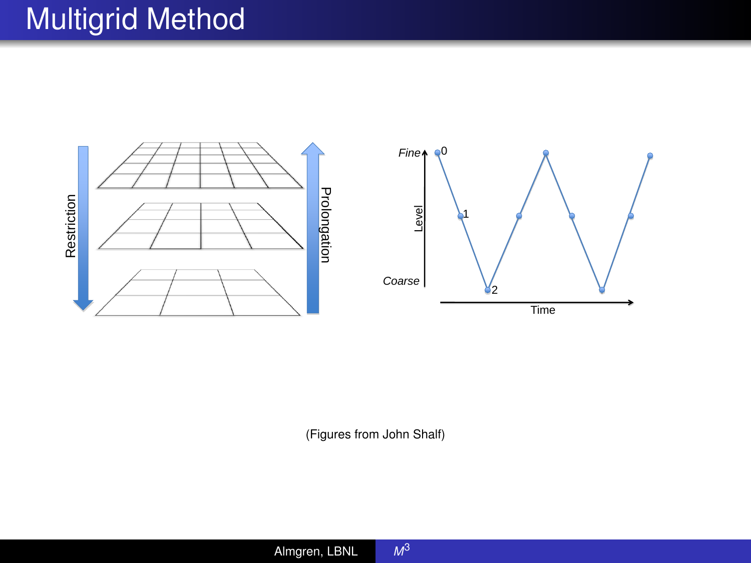# Multigrid Method

(Figures from John Shalf)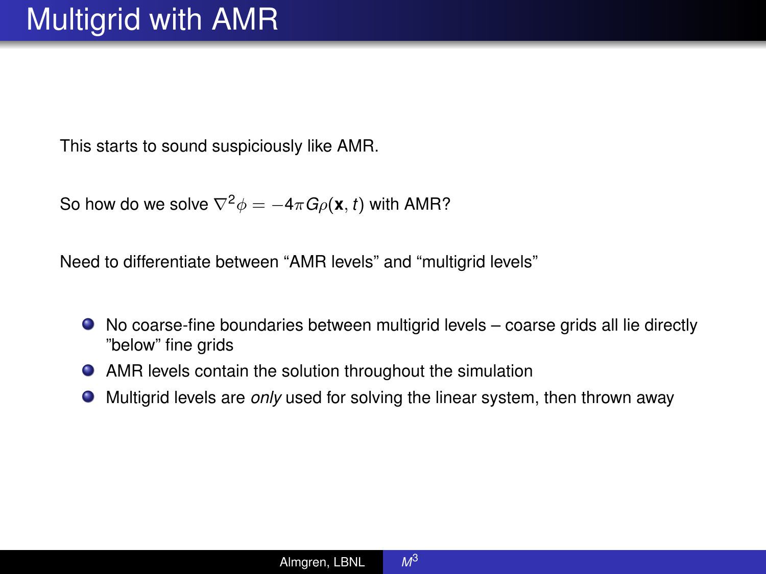# Multigrid with AMR

This starts to sound suspiciously like AMR.

So how do we solve $\nabla^2 \phi = -4\pi G \rho(\mathbf{x}, t)$ with AMR?

Need to differentiate between "AMR levels" and "multigrid levels"

- No coarse-fine boundaries between multigrid levels – coarse grids all lie directly "below" fine grids
- AMR levels contain the solution throughout the simulation
- Multigrid levels are *only* used for solving the linear system, then thrown away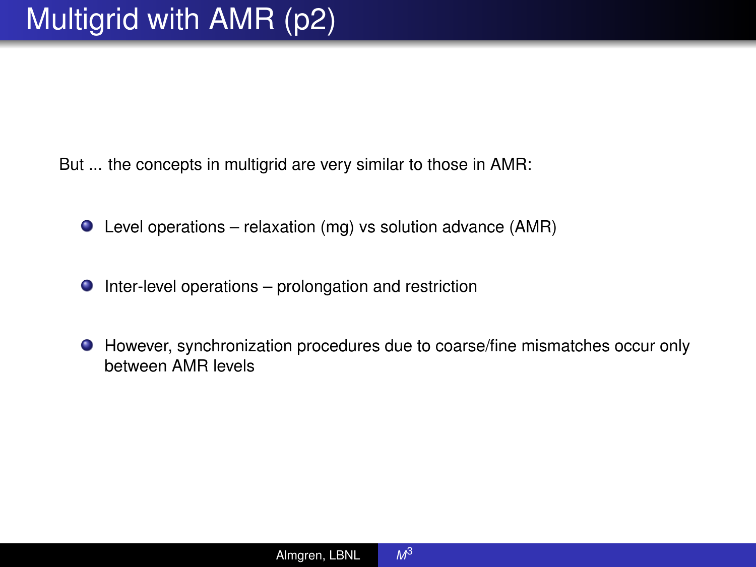# Multigrid with AMR (p2)

But ... the concepts in multigrid are very similar to those in AMR:

- Level operations – relaxation (mg) vs solution advance (AMR)
- Inter-level operations – prolongation and restriction
- However, synchronization procedures due to coarse/fine mismatches occur only between AMR levels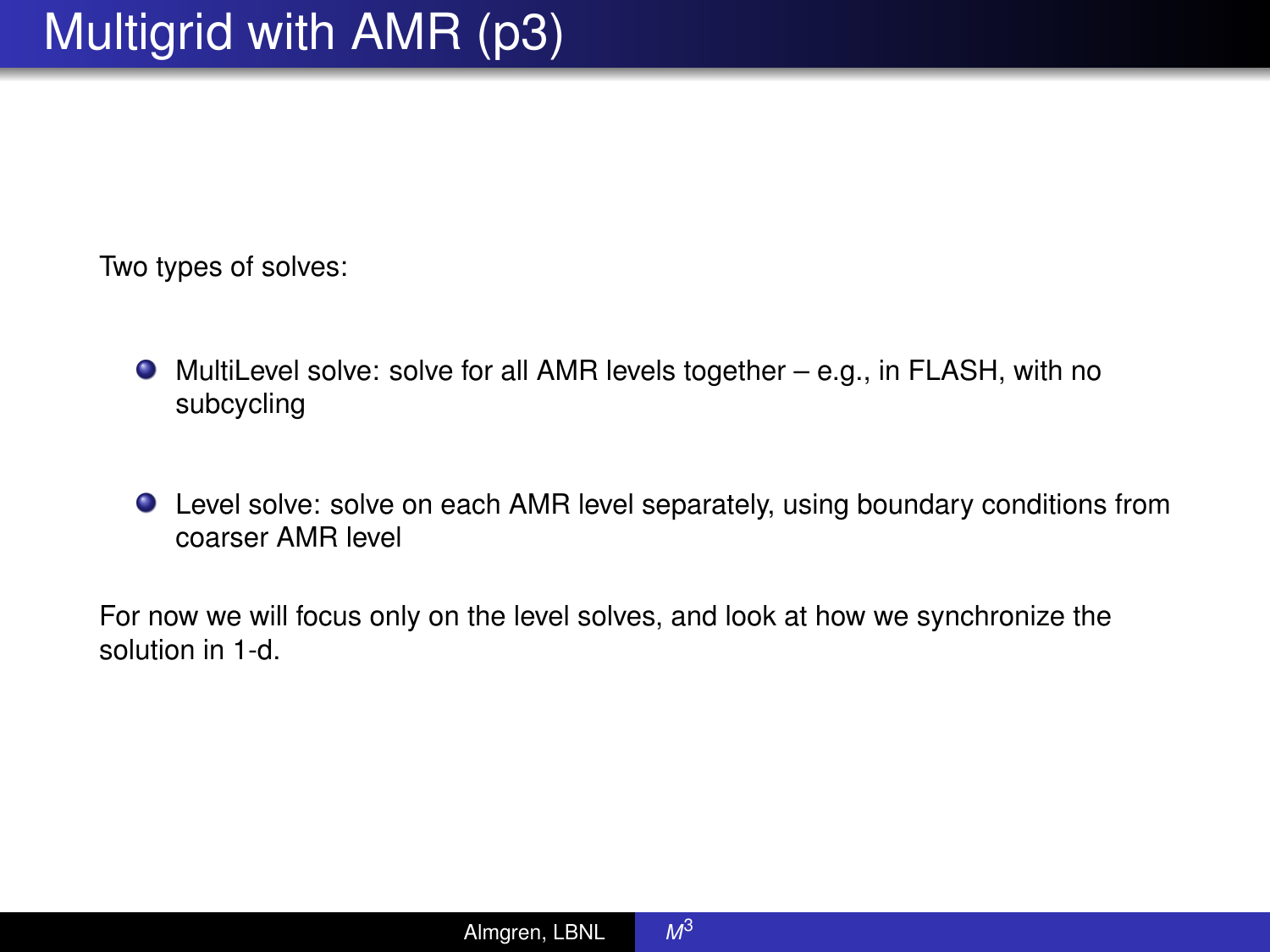# Multigrid with AMR (p3)

Two types of solves:

- MultiLevel solve: solve for all AMR levels together – e.g., in FLASH, with no subcycling
- Level solve: solve on each AMR level separately, using boundary conditions from coarser AMR level

For now we will focus only on the level solves, and look at how we synchronize the solution in 1-d.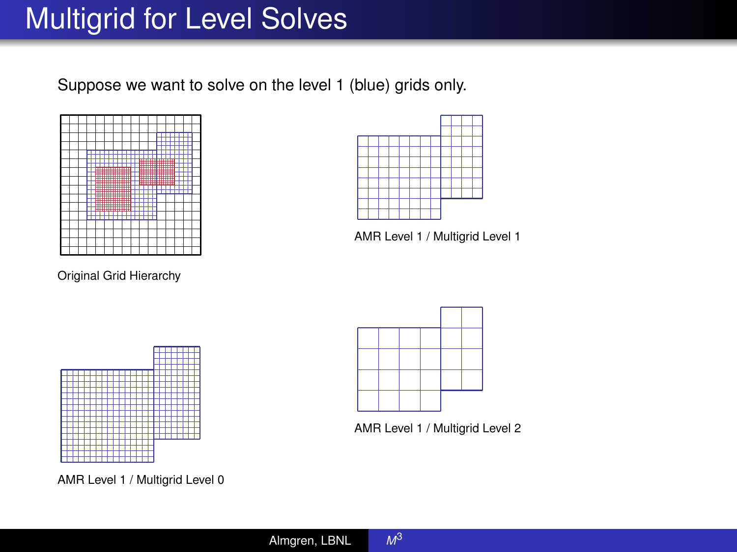# Multigrid for Level Solves

Suppose we want to solve on the level 1 (blue) grids only.

Original Grid Hierarchy

AMR Level 1 / Multigrid Level 1

AMR Level 1 / Multigrid Level 0

AMR Level 1 / Multigrid Level 2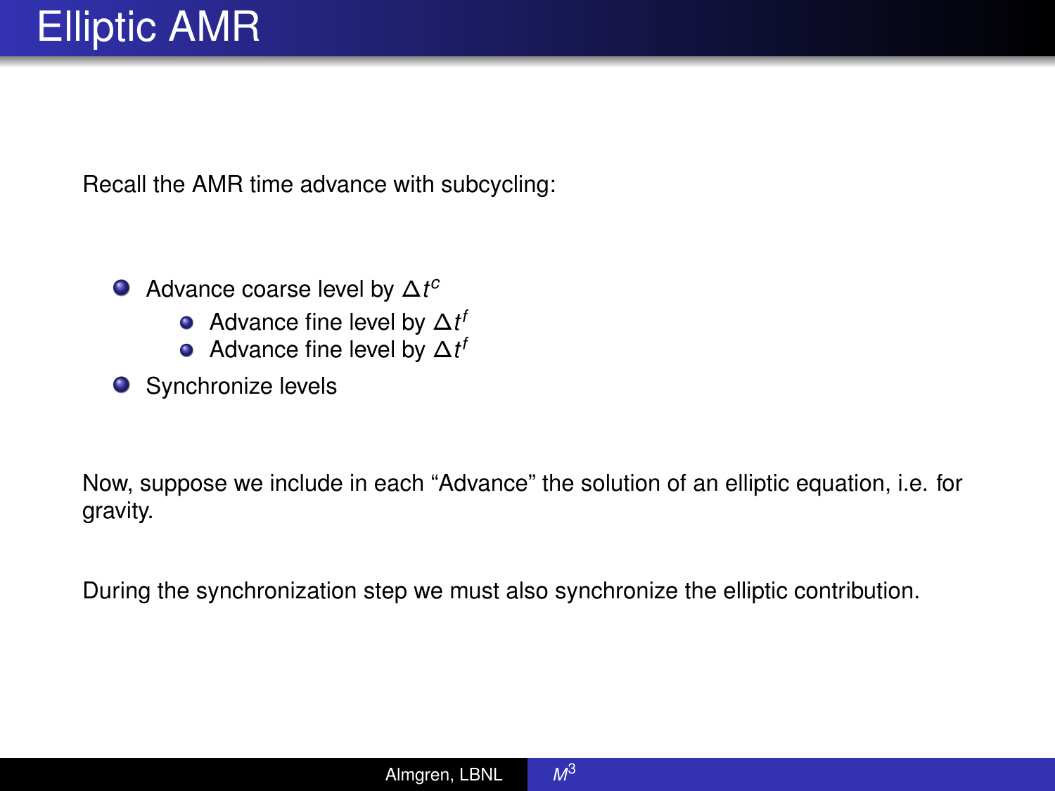# Elliptic AMR

Recall the AMR time advance with subcycling:

- Advance coarse level by $\Delta t^c$
  - Advance fine level by $\Delta t^f$
  - Advance fine level by $\Delta t^f$
- Synchronize levels

Now, suppose we include in each “Advance” the solution of an elliptic equation, i.e. for gravity.

During the synchronization step we must also synchronize the elliptic contribution.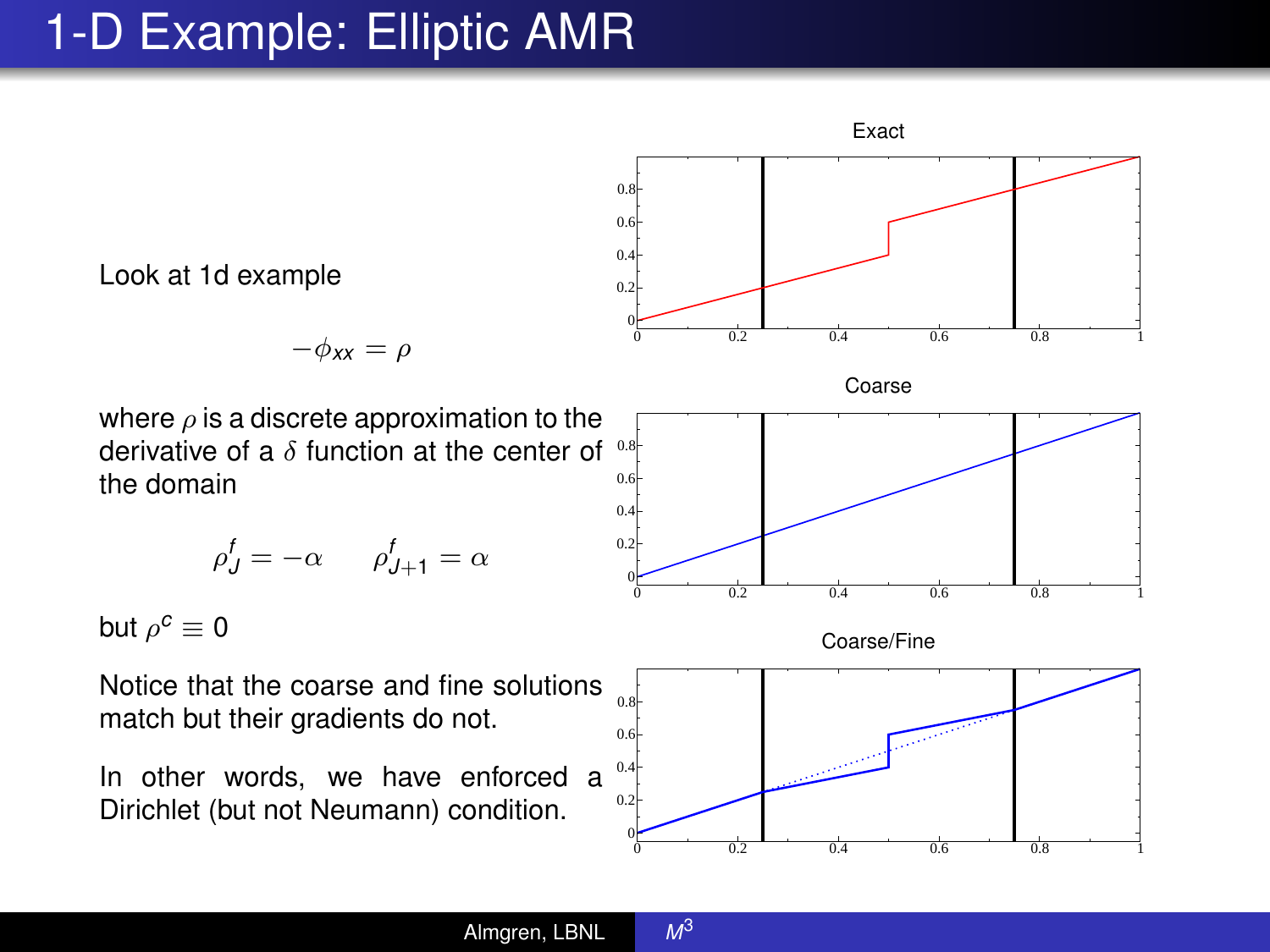# 1-D Example: Elliptic AMR

Look at 1d example

$$-\phi_{xx} = \rho$$

where $\rho$ is a discrete approximation to the derivative of a $\delta$ function at the center of the domain

$$\rho^f_J = -\alpha \qquad \rho^f_{J+1} = \alpha$$

but $\rho^c \equiv 0$

Notice that the coarse and fine solutions match but their gradients do not.

In other words, we have enforced a Dirichlet (but not Neumann) condition.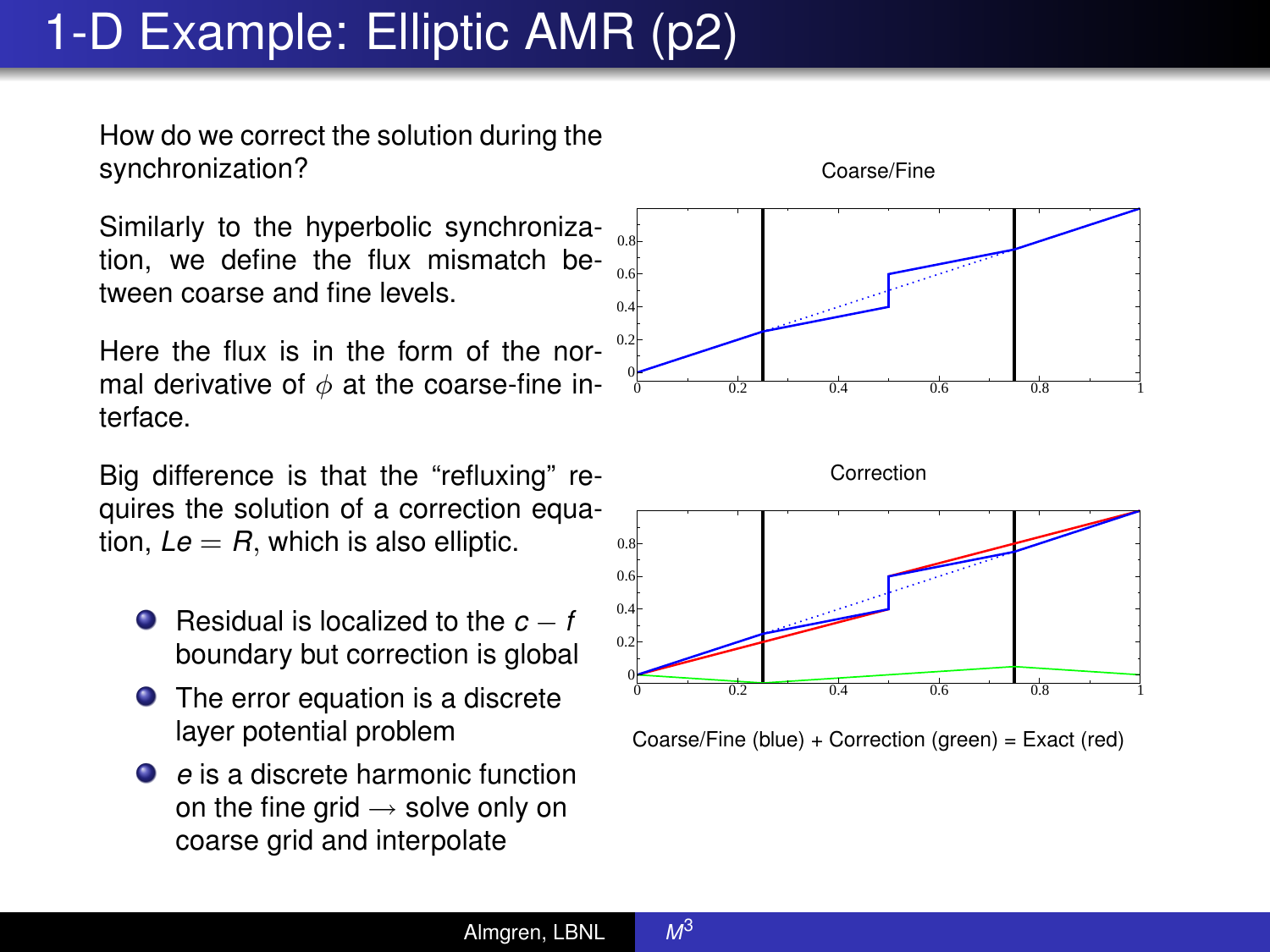# 1-D Example: Elliptic AMR (p2)

How do we correct the solution during the synchronization?

Similarly to the hyperbolic synchronization, we define the flux mismatch between coarse and fine levels.

Here the flux is in the form of the normal derivative of $\phi$ at the coarse-fine interface.

Big difference is that the "refluxing" requires the solution of a correction equation, $Le = R$, which is also elliptic.

- Residual is localized to the $c - f$ boundary but correction is global
- The error equation is a discrete layer potential problem
- $e$ is a discrete harmonic function on the fine grid $\rightarrow$ solve only on coarse grid and interpolate

Coarse/Fine

Correction

Coarse/Fine (blue) + Correction (green) = Exact (red)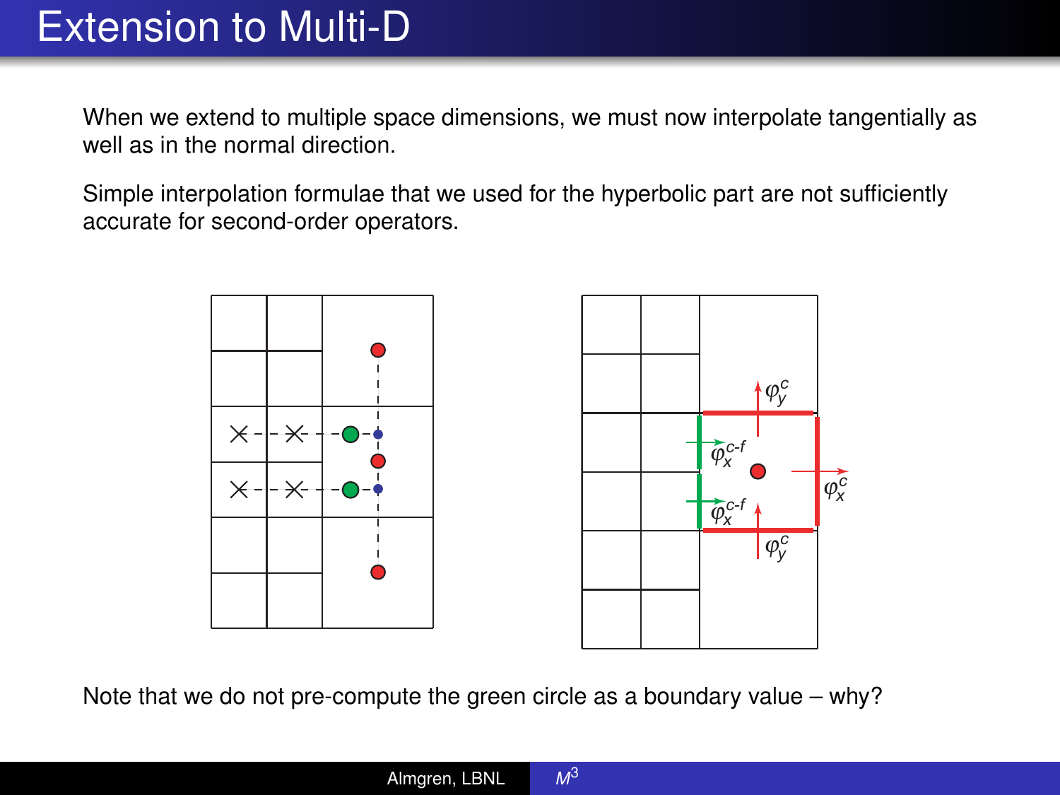# Extension to Multi-D

When we extend to multiple space dimensions, we must now interpolate tangentially as well as in the normal direction.

Simple interpolation formulae that we used for the hyperbolic part are not sufficiently accurate for second-order operators.

Note that we do not pre-compute the green circle as a boundary value – why?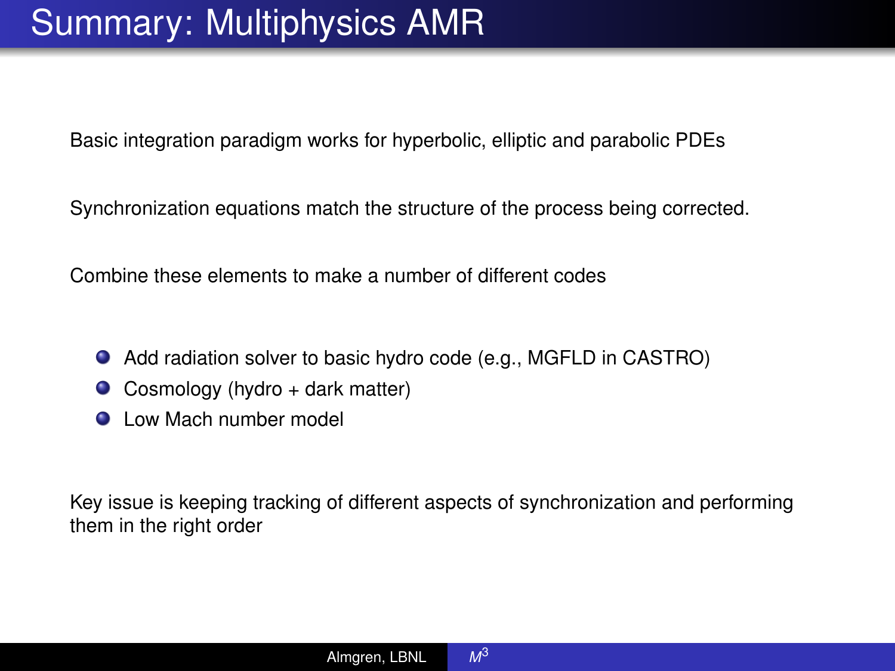# Summary: Multiphysics AMR

Basic integration paradigm works for hyperbolic, elliptic and parabolic PDEs

Synchronization equations match the structure of the process being corrected.

Combine these elements to make a number of different codes

- Add radiation solver to basic hydro code (e.g., MGFLD in CASTRO)
- Cosmology (hydro + dark matter)
- Low Mach number model

Key issue is keeping tracking of different aspects of synchronization and performing them in the right order